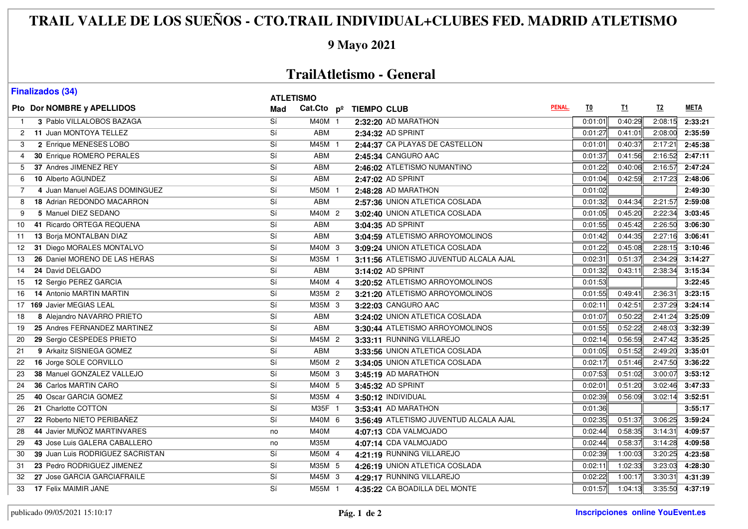# TRAIL VALLE DE LOS SUEÑOS - CTO.TRAIL INDIVIDUAL+CLUBES FED. MADRID ATLETISMO

## 9 Mayo 2021

## TrailAtletismo - General

**Finalizados (34)**

| Pto | Dor | NOMBRE y APELLIDOS | ATLETISMO Mad | Cat.Cto | pº | TIEMPO | CLUB | PENAL. | T0 | T1 | T2 | META |
|---|---|---|---|---|---|---|---|---|---|---|---|---|
| 1 | 3 | Pablo VILLALOBOS BAZAGA | Sí | M40M | 1 | 2:32:20 | AD MARATHON | | 0:01:01 | 0:40:29 | 2:08:15 | 2:33:21 |
| 2 | 11 | Juan MONTOYA TELLEZ | Sí | ABM | | 2:34:32 | AD SPRINT | | 0:01:27 | 0:41:01 | 2:08:00 | 2:35:59 |
| 3 | 2 | Enrique MENESES LOBO | Sí | M45M | 1 | 2:44:37 | CA PLAYAS DE CASTELLON | | 0:01:01 | 0:40:37 | 2:17:21 | 2:45:38 |
| 4 | 30 | Enrique ROMERO PERALES | Sí | ABM | | 2:45:34 | CANGURO AAC | | 0:01:37 | 0:41:56 | 2:16:52 | 2:47:11 |
| 5 | 37 | Andres JIMENEZ REY | Sí | ABM | | 2:46:02 | ATLETISMO NUMANTINO | | 0:01:22 | 0:40:06 | 2:16:57 | 2:47:24 |
| 6 | 10 | Alberto AGUNDEZ | Sí | ABM | | 2:47:02 | AD SPRINT | | 0:01:04 | 0:42:59 | 2:17:23 | 2:48:06 |
| 7 | 4 | Juan Manuel AGEJAS DOMINGUEZ | Sí | M50M | 1 | 2:48:28 | AD MARATHON | | 0:01:02 | | | 2:49:30 |
| 8 | 18 | Adrian REDONDO MACARRON | Sí | ABM | | 2:57:36 | UNION ATLETICA COSLADA | | 0:01:32 | 0:44:34 | 2:21:57 | 2:59:08 |
| 9 | 5 | Manuel DIEZ SEDANO | Sí | M40M | 2 | 3:02:40 | UNION ATLETICA COSLADA | | 0:01:05 | 0:45:20 | 2:22:34 | 3:03:45 |
| 10 | 41 | Ricardo ORTEGA REQUENA | Sí | ABM | | 3:04:35 | AD SPRINT | | 0:01:55 | 0:45:42 | 2:26:50 | 3:06:30 |
| 11 | 13 | Borja MONTALBAN DIAZ | Sí | ABM | | 3:04:59 | ATLETISMO ARROYOMOLINOS | | 0:01:42 | 0:44:35 | 2:27:16 | 3:06:41 |
| 12 | 31 | Diego MORALES MONTALVO | Sí | M40M | 3 | 3:09:24 | UNION ATLETICA COSLADA | | 0:01:22 | 0:45:08 | 2:28:15 | 3:10:46 |
| 13 | 26 | Daniel MORENO DE LAS HERAS | Sí | M35M | 1 | 3:11:56 | ATLETISMO JUVENTUD ALCALA AJAL | | 0:02:31 | 0:51:37 | 2:34:29 | 3:14:27 |
| 14 | 24 | David DELGADO | Sí | ABM | | 3:14:02 | AD SPRINT | | 0:01:32 | 0:43:11 | 2:38:34 | 3:15:34 |
| 15 | 12 | Sergio PEREZ GARCIA | Sí | M40M | 4 | 3:20:52 | ATLETISMO ARROYOMOLINOS | | 0:01:53 | | | 3:22:45 |
| 16 | 14 | Antonio MARTIN MARTIN | Sí | M35M | 2 | 3:21:20 | ATLETISMO ARROYOMOLINOS | | 0:01:55 | 0:49:41 | 2:36:31 | 3:23:15 |
| 17 | 169 | Javier MEGIAS LEAL | Sí | M35M | 3 | 3:22:03 | CANGURO AAC | | 0:02:11 | 0:42:51 | 2:37:29 | 3:24:14 |
| 18 | 8 | Alejandro NAVARRO PRIETO | Sí | ABM | | 3:24:02 | UNION ATLETICA COSLADA | | 0:01:07 | 0:50:22 | 2:41:24 | 3:25:09 |
| 19 | 25 | Andres FERNANDEZ MARTINEZ | Sí | ABM | | 3:30:44 | ATLETISMO ARROYOMOLINOS | | 0:01:55 | 0:52:22 | 2:48:03 | 3:32:39 |
| 20 | 29 | Sergio CESPEDES PRIETO | Sí | M45M | 2 | 3:33:11 | RUNNING VILLAREJO | | 0:02:14 | 0:56:59 | 2:47:42 | 3:35:25 |
| 21 | 9 | Arkaitz SISNIEGA GOMEZ | Sí | ABM | | 3:33:56 | UNION ATLETICA COSLADA | | 0:01:05 | 0:51:52 | 2:49:20 | 3:35:01 |
| 22 | 16 | Jorge SOLE CORVILLO | Sí | M50M | 2 | 3:34:05 | UNION ATLETICA COSLADA | | 0:02:17 | 0:51:46 | 2:47:50 | 3:36:22 |
| 23 | 38 | Manuel GONZALEZ VALLEJO | Sí | M50M | 3 | 3:45:19 | AD MARATHON | | 0:07:53 | 0:51:02 | 3:00:07 | 3:53:12 |
| 24 | 36 | Carlos MARTIN CARO | Sí | M40M | 5 | 3:45:32 | AD SPRINT | | 0:02:01 | 0:51:20 | 3:02:46 | 3:47:33 |
| 25 | 40 | Oscar GARCIA GOMEZ | Sí | M35M | 4 | 3:50:12 | INDIVIDUAL | | 0:02:39 | 0:56:09 | 3:02:14 | 3:52:51 |
| 26 | 21 | Charlotte COTTON | Sí | M35F | 1 | 3:53:41 | AD MARATHON | | 0:01:36 | | | 3:55:17 |
| 27 | 22 | Roberto NIETO PERIBAÑEZ | Sí | M40M | 6 | 3:56:49 | ATLETISMO JUVENTUD ALCALA AJAL | | 0:02:35 | 0:51:37 | 3:06:25 | 3:59:24 |
| 28 | 44 | Javier MUÑOZ MARTINVARES | no | M40M | | 4:07:13 | CDA VALMOJADO | | 0:02:44 | 0:58:35 | 3:14:31 | 4:09:57 |
| 29 | 43 | Jose Luis GALERA CABALLERO | no | M35M | | 4:07:14 | CDA VALMOJADO | | 0:02:44 | 0:58:37 | 3:14:28 | 4:09:58 |
| 30 | 39 | Juan Luis RODRIGUEZ SACRISTAN | Sí | M50M | 4 | 4:21:19 | RUNNING VILLAREJO | | 0:02:39 | 1:00:03 | 3:20:25 | 4:23:58 |
| 31 | 23 | Pedro RODRIGUEZ JIMENEZ | Sí | M35M | 5 | 4:26:19 | UNION ATLETICA COSLADA | | 0:02:11 | 1:02:33 | 3:23:03 | 4:28:30 |
| 32 | 27 | Jose GARCIA GARCIAFRAILE | Sí | M45M | 3 | 4:29:17 | RUNNING VILLAREJO | | 0:02:22 | 1:00:17 | 3:30:31 | 4:31:39 |
| 33 | 17 | Felix MAIMIR JANE | Sí | M55M | 1 | 4:35:22 | CA BOADILLA DEL MONTE | | 0:01:57 | 1:04:13 | 3:35:50 | 4:37:19 |

publicado 09/05/2021 15:10:17

Inscripciones online YouEvent.es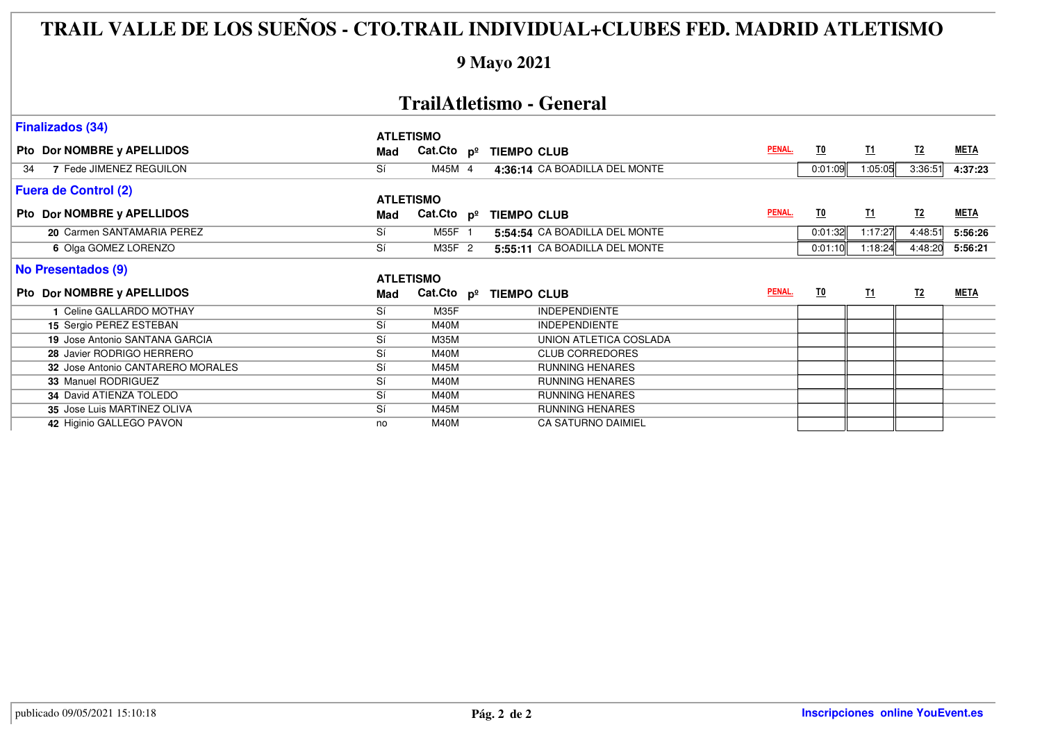# TRAIL VALLE DE LOS SUEÑOS - CTO.TRAIL INDIVIDUAL+CLUBES FED. MADRID ATLETISMO

## 9 Mayo 2021

## TrailAtletismo - General

### Finalizados (34)

| Pto | Dor | NOMBRE y APELLIDOS | ATLETISMO Mad | Cat.Cto | pº | TIEMPO | CLUB | PENAL. | T0 | T1 | T2 | META |
|---|---|---|---|---|---|---|---|---|---|---|---|---|
| 34 | 7 | Fede JIMENEZ REGUILON | Sí | M45M | 4 | **4:36:14** | CA BOADILLA DEL MONTE | | 0:01:09 | 1:05:05 | 3:36:51 | **4:37:23** |

### Fuera de Control (2)

| Pto | Dor | NOMBRE y APELLIDOS | ATLETISMO Mad | Cat.Cto | pº | TIEMPO | CLUB | PENAL. | T0 | T1 | T2 | META |
|---|---|---|---|---|---|---|---|---|---|---|---|---|
| | 20 | Carmen SANTAMARIA PEREZ | Sí | M55F | 1 | **5:54:54** | CA BOADILLA DEL MONTE | | 0:01:32 | 1:17:27 | 4:48:51 | **5:56:26** |
| | 6 | Olga GOMEZ LORENZO | Sí | M35F | 2 | **5:55:11** | CA BOADILLA DEL MONTE | | 0:01:10 | 1:18:24 | 4:48:20 | **5:56:21** |

### No Presentados (9)

| Pto | Dor | NOMBRE y APELLIDOS | ATLETISMO Mad | Cat.Cto | pº | TIEMPO | CLUB | PENAL. | T0 | T1 | T2 | META |
|---|---|---|---|---|---|---|---|---|---|---|---|---|
| | 1 | Celine GALLARDO MOTHAY | Sí | M35F | | | INDEPENDIENTE | | | | | |
| | 15 | Sergio PEREZ ESTEBAN | Sí | M40M | | | INDEPENDIENTE | | | | | |
| | 19 | Jose Antonio SANTANA GARCIA | Sí | M35M | | | UNION ATLETICA COSLADA | | | | | |
| | 28 | Javier RODRIGO HERRERO | Sí | M40M | | | CLUB CORREDORES | | | | | |
| | 32 | Jose Antonio CANTARERO MORALES | Sí | M45M | | | RUNNING HENARES | | | | | |
| | 33 | Manuel RODRIGUEZ | Sí | M40M | | | RUNNING HENARES | | | | | |
| | 34 | David ATIENZA TOLEDO | Sí | M40M | | | RUNNING HENARES | | | | | |
| | 35 | Jose Luis MARTINEZ OLIVA | Sí | M45M | | | RUNNING HENARES | | | | | |
| | 42 | Higinio GALLEGO PAVON | no | M40M | | | CA SATURNO DAIMIEL | | | | | |

publicado 09/05/2021 15:10:18

Inscripciones online YouEvent.es